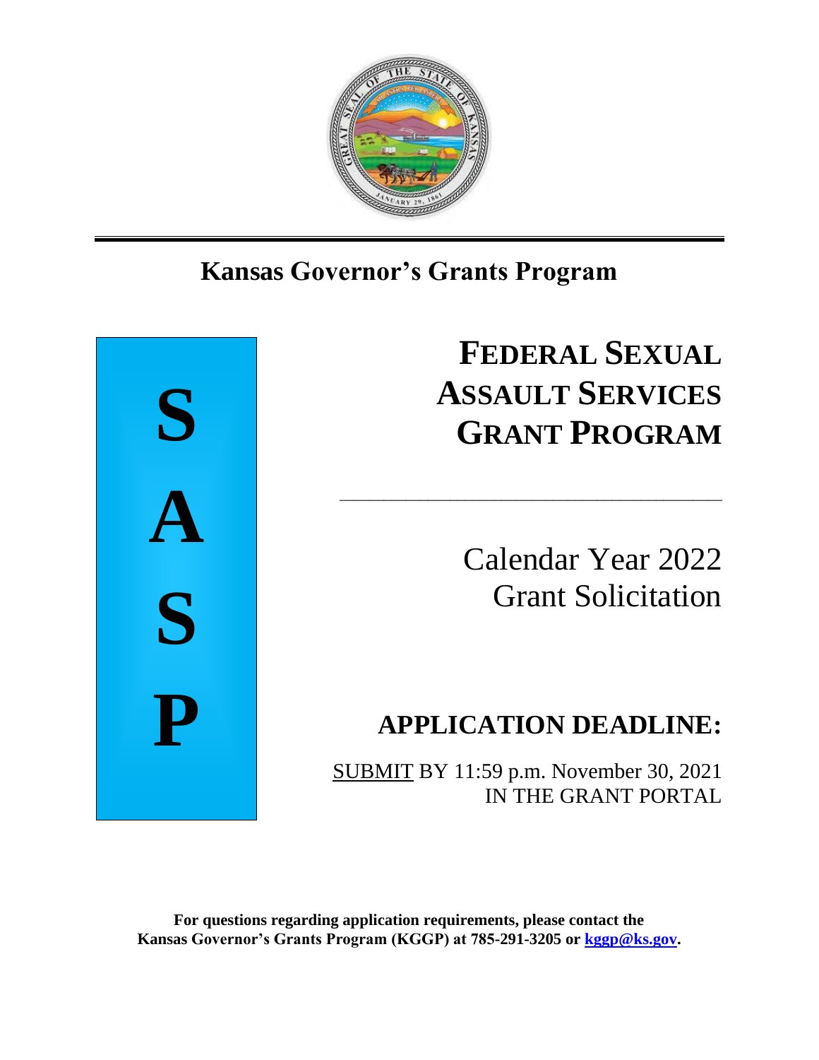# Kansas Governor's Grants Program

**S**

**A**

**S**

**P**

# FEDERAL SEXUAL ASSAULT SERVICES GRANT PROGRAM

Calendar Year 2022
Grant Solicitation

## APPLICATION DEADLINE:

SUBMIT BY 11:59 p.m. November 30, 2021
IN THE GRANT PORTAL

**For questions regarding application requirements, please contact the Kansas Governor's Grants Program (KGGP) at 785-291-3205 or [kggp@ks.gov](mailto:kggp@ks.gov).**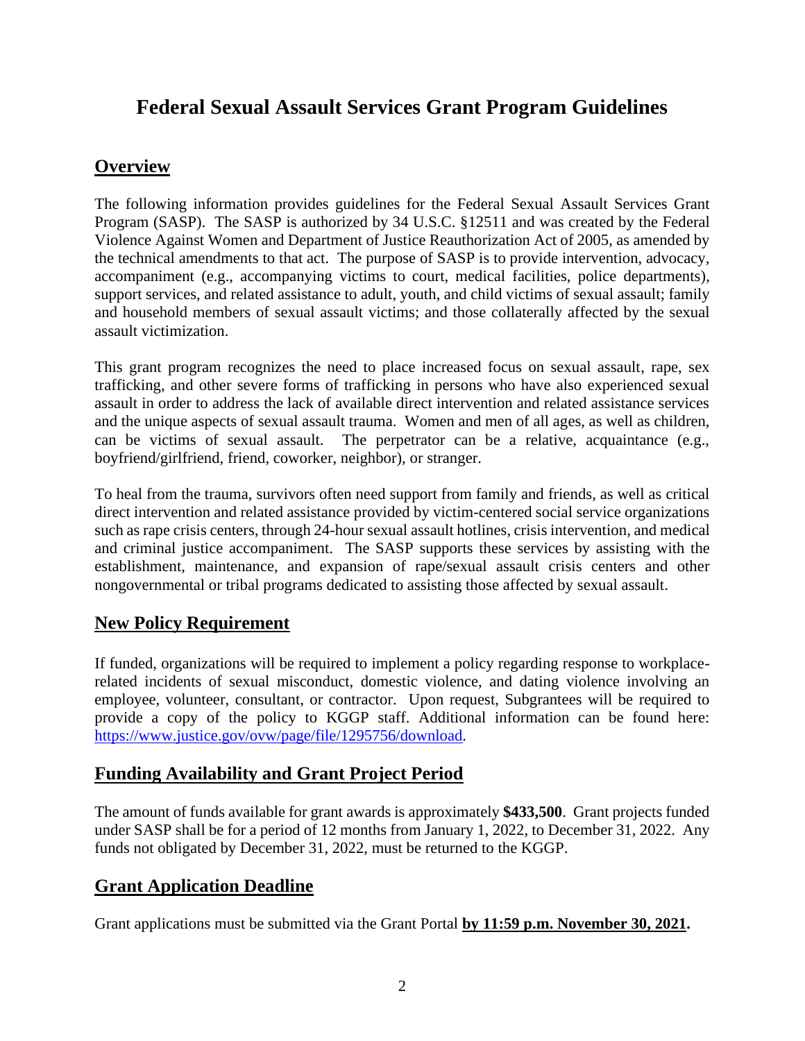# Federal Sexual Assault Services Grant Program Guidelines

## Overview

The following information provides guidelines for the Federal Sexual Assault Services Grant Program (SASP). The SASP is authorized by 34 U.S.C. §12511 and was created by the Federal Violence Against Women and Department of Justice Reauthorization Act of 2005, as amended by the technical amendments to that act. The purpose of SASP is to provide intervention, advocacy, accompaniment (e.g., accompanying victims to court, medical facilities, police departments), support services, and related assistance to adult, youth, and child victims of sexual assault; family and household members of sexual assault victims; and those collaterally affected by the sexual assault victimization.

This grant program recognizes the need to place increased focus on sexual assault, rape, sex trafficking, and other severe forms of trafficking in persons who have also experienced sexual assault in order to address the lack of available direct intervention and related assistance services and the unique aspects of sexual assault trauma. Women and men of all ages, as well as children, can be victims of sexual assault. The perpetrator can be a relative, acquaintance (e.g., boyfriend/girlfriend, friend, coworker, neighbor), or stranger.

To heal from the trauma, survivors often need support from family and friends, as well as critical direct intervention and related assistance provided by victim-centered social service organizations such as rape crisis centers, through 24-hour sexual assault hotlines, crisis intervention, and medical and criminal justice accompaniment. The SASP supports these services by assisting with the establishment, maintenance, and expansion of rape/sexual assault crisis centers and other nongovernmental or tribal programs dedicated to assisting those affected by sexual assault.

## New Policy Requirement

If funded, organizations will be required to implement a policy regarding response to workplace-related incidents of sexual misconduct, domestic violence, and dating violence involving an employee, volunteer, consultant, or contractor. Upon request, Subgrantees will be required to provide a copy of the policy to KGGP staff. Additional information can be found here: [https://www.justice.gov/ovw/page/file/1295756/download](https://www.justice.gov/ovw/page/file/1295756/download).

## Funding Availability and Grant Project Period

The amount of funds available for grant awards is approximately **$433,500**. Grant projects funded under SASP shall be for a period of 12 months from January 1, 2022, to December 31, 2022. Any funds not obligated by December 31, 2022, must be returned to the KGGP.

## Grant Application Deadline

Grant applications must be submitted via the Grant Portal **by 11:59 p.m. November 30, 2021.**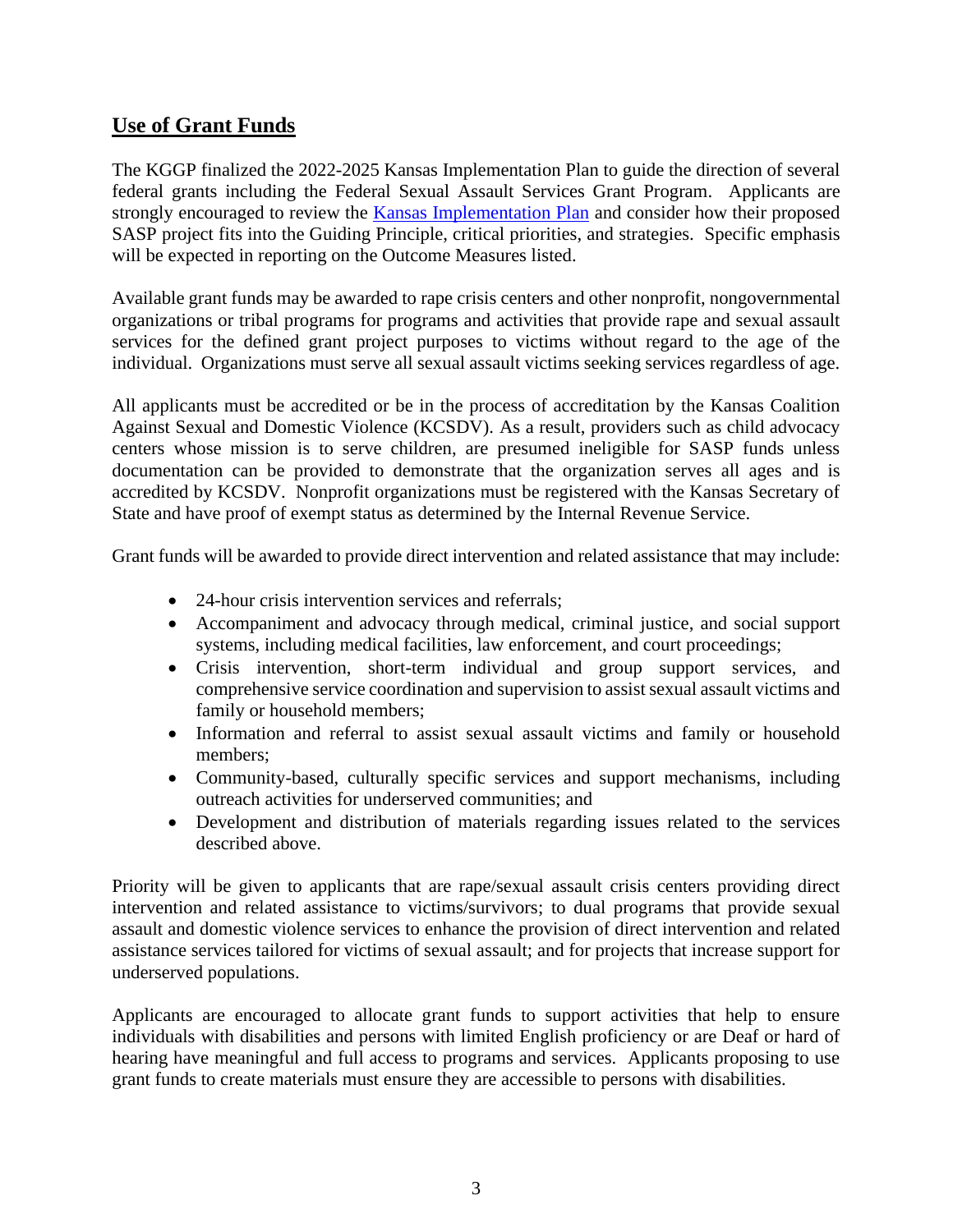## **Use of Grant Funds**

The KGGP finalized the 2022-2025 Kansas Implementation Plan to guide the direction of several federal grants including the Federal Sexual Assault Services Grant Program. Applicants are strongly encouraged to review the [Kansas Implementation Plan](Kansas Implementation Plan) and consider how their proposed SASP project fits into the Guiding Principle, critical priorities, and strategies. Specific emphasis will be expected in reporting on the Outcome Measures listed.

Available grant funds may be awarded to rape crisis centers and other nonprofit, nongovernmental organizations or tribal programs for programs and activities that provide rape and sexual assault services for the defined grant project purposes to victims without regard to the age of the individual. Organizations must serve all sexual assault victims seeking services regardless of age.

All applicants must be accredited or be in the process of accreditation by the Kansas Coalition Against Sexual and Domestic Violence (KCSDV). As a result, providers such as child advocacy centers whose mission is to serve children, are presumed ineligible for SASP funds unless documentation can be provided to demonstrate that the organization serves all ages and is accredited by KCSDV. Nonprofit organizations must be registered with the Kansas Secretary of State and have proof of exempt status as determined by the Internal Revenue Service.

Grant funds will be awarded to provide direct intervention and related assistance that may include:

- 24-hour crisis intervention services and referrals;
- Accompaniment and advocacy through medical, criminal justice, and social support systems, including medical facilities, law enforcement, and court proceedings;
- Crisis intervention, short-term individual and group support services, and comprehensive service coordination and supervision to assist sexual assault victims and family or household members;
- Information and referral to assist sexual assault victims and family or household members;
- Community-based, culturally specific services and support mechanisms, including outreach activities for underserved communities; and
- Development and distribution of materials regarding issues related to the services described above.

Priority will be given to applicants that are rape/sexual assault crisis centers providing direct intervention and related assistance to victims/survivors; to dual programs that provide sexual assault and domestic violence services to enhance the provision of direct intervention and related assistance services tailored for victims of sexual assault; and for projects that increase support for underserved populations.

Applicants are encouraged to allocate grant funds to support activities that help to ensure individuals with disabilities and persons with limited English proficiency or are Deaf or hard of hearing have meaningful and full access to programs and services. Applicants proposing to use grant funds to create materials must ensure they are accessible to persons with disabilities.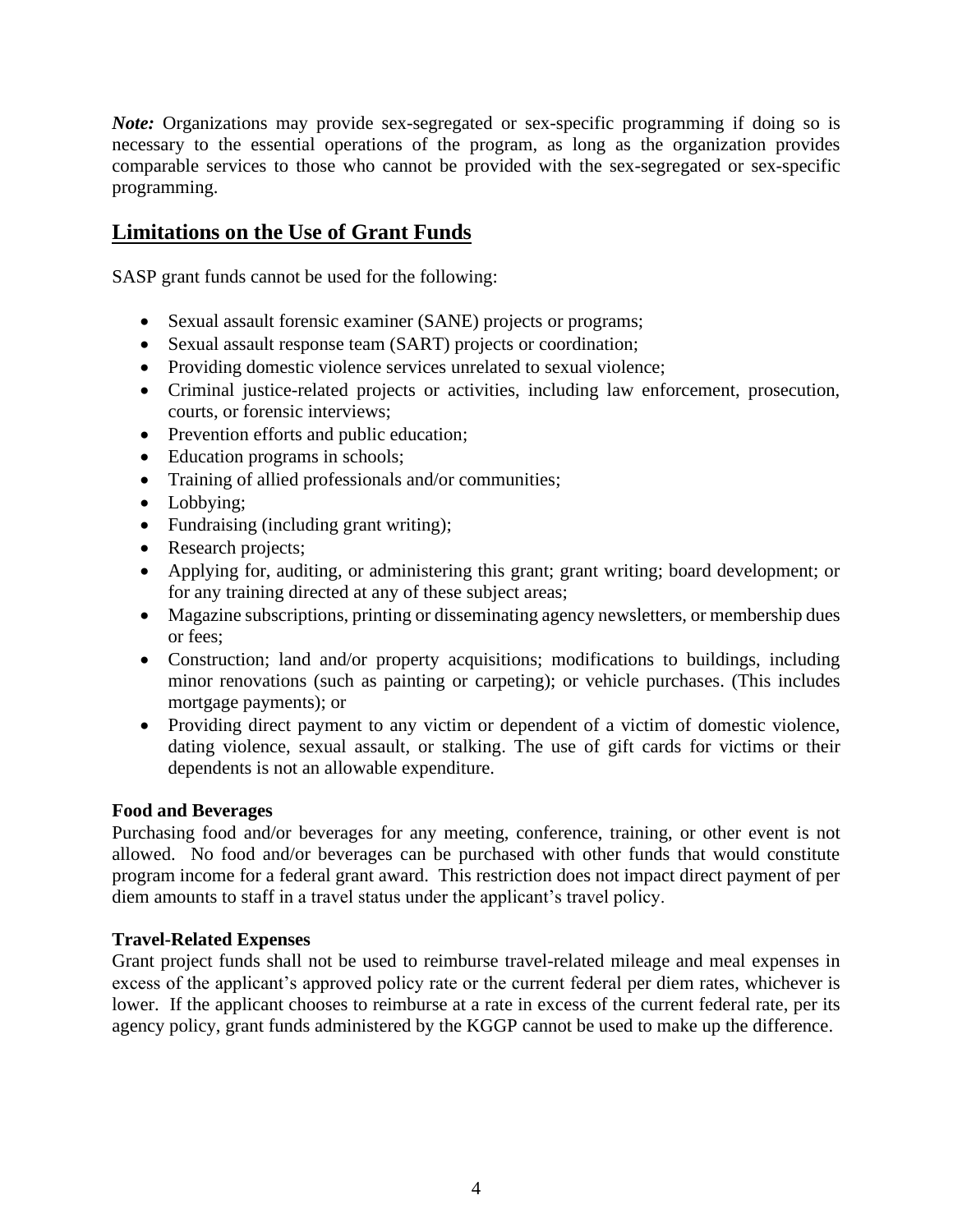***Note:*** Organizations may provide sex-segregated or sex-specific programming if doing so is necessary to the essential operations of the program, as long as the organization provides comparable services to those who cannot be provided with the sex-segregated or sex-specific programming.

## Limitations on the Use of Grant Funds

SASP grant funds cannot be used for the following:

- Sexual assault forensic examiner (SANE) projects or programs;
- Sexual assault response team (SART) projects or coordination;
- Providing domestic violence services unrelated to sexual violence;
- Criminal justice-related projects or activities, including law enforcement, prosecution, courts, or forensic interviews;
- Prevention efforts and public education;
- Education programs in schools;
- Training of allied professionals and/or communities;
- Lobbying;
- Fundraising (including grant writing);
- Research projects;
- Applying for, auditing, or administering this grant; grant writing; board development; or for any training directed at any of these subject areas;
- Magazine subscriptions, printing or disseminating agency newsletters, or membership dues or fees;
- Construction; land and/or property acquisitions; modifications to buildings, including minor renovations (such as painting or carpeting); or vehicle purchases. (This includes mortgage payments); or
- Providing direct payment to any victim or dependent of a victim of domestic violence, dating violence, sexual assault, or stalking. The use of gift cards for victims or their dependents is not an allowable expenditure.

**Food and Beverages**

Purchasing food and/or beverages for any meeting, conference, training, or other event is not allowed. No food and/or beverages can be purchased with other funds that would constitute program income for a federal grant award. This restriction does not impact direct payment of per diem amounts to staff in a travel status under the applicant's travel policy.

**Travel-Related Expenses**

Grant project funds shall not be used to reimburse travel-related mileage and meal expenses in excess of the applicant's approved policy rate or the current federal per diem rates, whichever is lower. If the applicant chooses to reimburse at a rate in excess of the current federal rate, per its agency policy, grant funds administered by the KGGP cannot be used to make up the difference.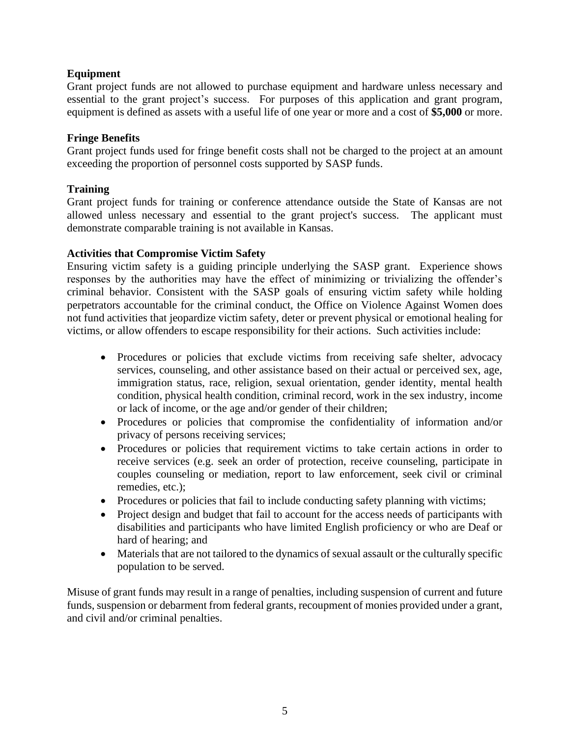**Equipment**

Grant project funds are not allowed to purchase equipment and hardware unless necessary and essential to the grant project's success. For purposes of this application and grant program, equipment is defined as assets with a useful life of one year or more and a cost of **$5,000** or more.

**Fringe Benefits**

Grant project funds used for fringe benefit costs shall not be charged to the project at an amount exceeding the proportion of personnel costs supported by SASP funds.

**Training**

Grant project funds for training or conference attendance outside the State of Kansas are not allowed unless necessary and essential to the grant project's success. The applicant must demonstrate comparable training is not available in Kansas.

**Activities that Compromise Victim Safety**

Ensuring victim safety is a guiding principle underlying the SASP grant. Experience shows responses by the authorities may have the effect of minimizing or trivializing the offender's criminal behavior. Consistent with the SASP goals of ensuring victim safety while holding perpetrators accountable for the criminal conduct, the Office on Violence Against Women does not fund activities that jeopardize victim safety, deter or prevent physical or emotional healing for victims, or allow offenders to escape responsibility for their actions. Such activities include:

- Procedures or policies that exclude victims from receiving safe shelter, advocacy services, counseling, and other assistance based on their actual or perceived sex, age, immigration status, race, religion, sexual orientation, gender identity, mental health condition, physical health condition, criminal record, work in the sex industry, income or lack of income, or the age and/or gender of their children;
- Procedures or policies that compromise the confidentiality of information and/or privacy of persons receiving services;
- Procedures or policies that requirement victims to take certain actions in order to receive services (e.g. seek an order of protection, receive counseling, participate in couples counseling or mediation, report to law enforcement, seek civil or criminal remedies, etc.);
- Procedures or policies that fail to include conducting safety planning with victims;
- Project design and budget that fail to account for the access needs of participants with disabilities and participants who have limited English proficiency or who are Deaf or hard of hearing; and
- Materials that are not tailored to the dynamics of sexual assault or the culturally specific population to be served.

Misuse of grant funds may result in a range of penalties, including suspension of current and future funds, suspension or debarment from federal grants, recoupment of monies provided under a grant, and civil and/or criminal penalties.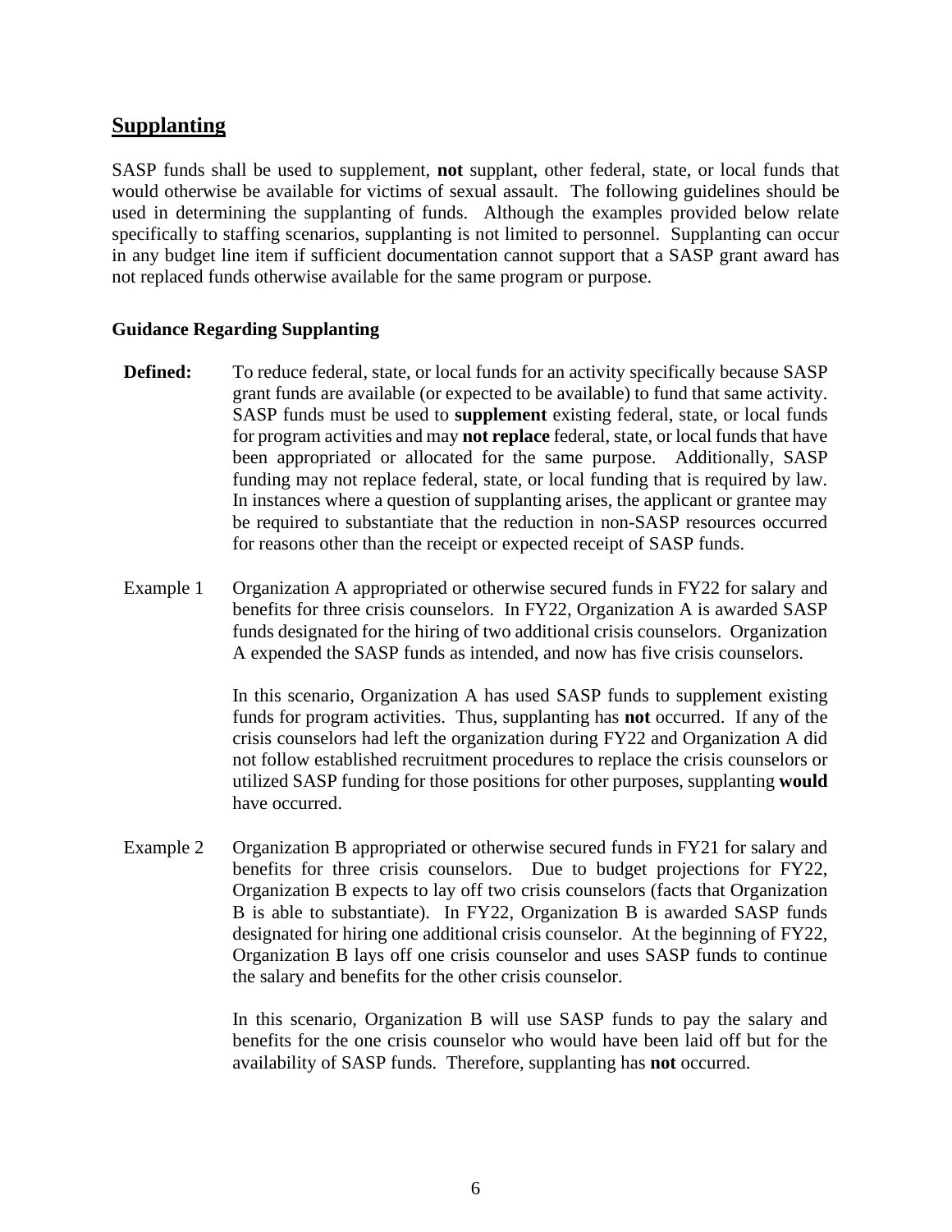## Supplanting

SASP funds shall be used to supplement, **not** supplant, other federal, state, or local funds that would otherwise be available for victims of sexual assault. The following guidelines should be used in determining the supplanting of funds. Although the examples provided below relate specifically to staffing scenarios, supplanting is not limited to personnel. Supplanting can occur in any budget line item if sufficient documentation cannot support that a SASP grant award has not replaced funds otherwise available for the same program or purpose.

### Guidance Regarding Supplanting

**Defined:** To reduce federal, state, or local funds for an activity specifically because SASP grant funds are available (or expected to be available) to fund that same activity. SASP funds must be used to **supplement** existing federal, state, or local funds for program activities and may **not replace** federal, state, or local funds that have been appropriated or allocated for the same purpose. Additionally, SASP funding may not replace federal, state, or local funding that is required by law. In instances where a question of supplanting arises, the applicant or grantee may be required to substantiate that the reduction in non-SASP resources occurred for reasons other than the receipt or expected receipt of SASP funds.

Example 1 Organization A appropriated or otherwise secured funds in FY22 for salary and benefits for three crisis counselors. In FY22, Organization A is awarded SASP funds designated for the hiring of two additional crisis counselors. Organization A expended the SASP funds as intended, and now has five crisis counselors.

In this scenario, Organization A has used SASP funds to supplement existing funds for program activities. Thus, supplanting has **not** occurred. If any of the crisis counselors had left the organization during FY22 and Organization A did not follow established recruitment procedures to replace the crisis counselors or utilized SASP funding for those positions for other purposes, supplanting **would** have occurred.

Example 2 Organization B appropriated or otherwise secured funds in FY21 for salary and benefits for three crisis counselors. Due to budget projections for FY22, Organization B expects to lay off two crisis counselors (facts that Organization B is able to substantiate). In FY22, Organization B is awarded SASP funds designated for hiring one additional crisis counselor. At the beginning of FY22, Organization B lays off one crisis counselor and uses SASP funds to continue the salary and benefits for the other crisis counselor.

In this scenario, Organization B will use SASP funds to pay the salary and benefits for the one crisis counselor who would have been laid off but for the availability of SASP funds. Therefore, supplanting has **not** occurred.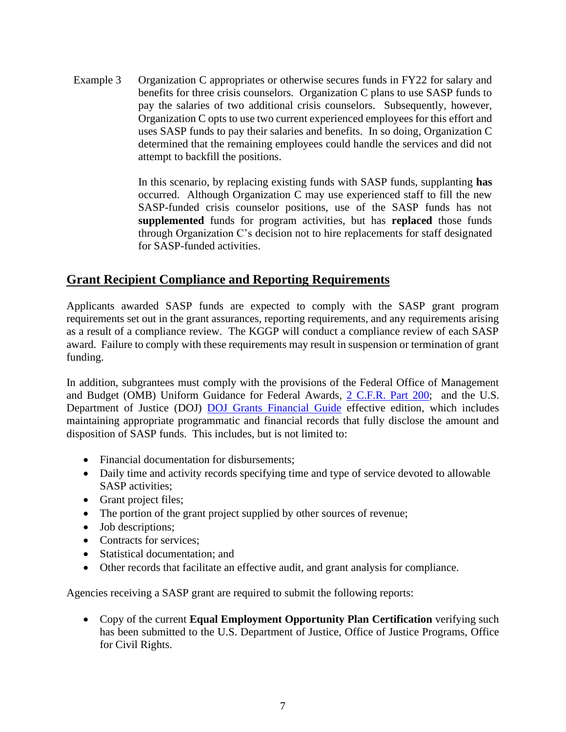Example 3 Organization C appropriates or otherwise secures funds in FY22 for salary and benefits for three crisis counselors. Organization C plans to use SASP funds to pay the salaries of two additional crisis counselors. Subsequently, however, Organization C opts to use two current experienced employees for this effort and uses SASP funds to pay their salaries and benefits. In so doing, Organization C determined that the remaining employees could handle the services and did not attempt to backfill the positions.

In this scenario, by replacing existing funds with SASP funds, supplanting **has** occurred. Although Organization C may use experienced staff to fill the new SASP-funded crisis counselor positions, use of the SASP funds has not **supplemented** funds for program activities, but has **replaced** those funds through Organization C's decision not to hire replacements for staff designated for SASP-funded activities.

## Grant Recipient Compliance and Reporting Requirements

Applicants awarded SASP funds are expected to comply with the SASP grant program requirements set out in the grant assurances, reporting requirements, and any requirements arising as a result of a compliance review. The KGGP will conduct a compliance review of each SASP award. Failure to comply with these requirements may result in suspension or termination of grant funding.

In addition, subgrantees must comply with the provisions of the Federal Office of Management and Budget (OMB) Uniform Guidance for Federal Awards, 2 C.F.R. Part 200; and the U.S. Department of Justice (DOJ) DOJ Grants Financial Guide effective edition, which includes maintaining appropriate programmatic and financial records that fully disclose the amount and disposition of SASP funds. This includes, but is not limited to:

- Financial documentation for disbursements;
- Daily time and activity records specifying time and type of service devoted to allowable SASP activities;
- Grant project files;
- The portion of the grant project supplied by other sources of revenue;
- Job descriptions;
- Contracts for services;
- Statistical documentation; and
- Other records that facilitate an effective audit, and grant analysis for compliance.

Agencies receiving a SASP grant are required to submit the following reports:

- Copy of the current **Equal Employment Opportunity Plan Certification** verifying such has been submitted to the U.S. Department of Justice, Office of Justice Programs, Office for Civil Rights.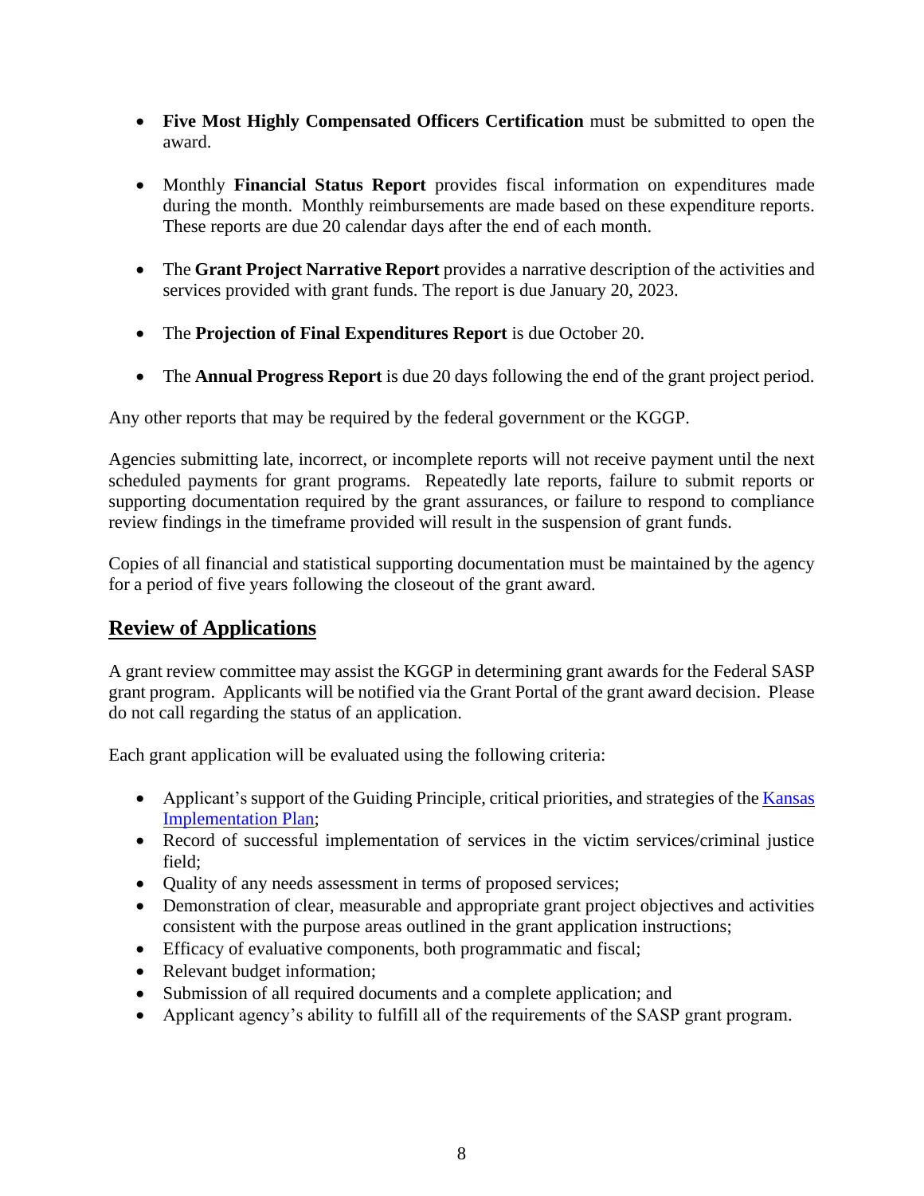- **Five Most Highly Compensated Officers Certification** must be submitted to open the award.

- Monthly **Financial Status Report** provides fiscal information on expenditures made during the month. Monthly reimbursements are made based on these expenditure reports. These reports are due 20 calendar days after the end of each month.

- The **Grant Project Narrative Report** provides a narrative description of the activities and services provided with grant funds. The report is due January 20, 2023.

- The **Projection of Final Expenditures Report** is due October 20.

- The **Annual Progress Report** is due 20 days following the end of the grant project period.

Any other reports that may be required by the federal government or the KGGP.

Agencies submitting late, incorrect, or incomplete reports will not receive payment until the next scheduled payments for grant programs. Repeatedly late reports, failure to submit reports or supporting documentation required by the grant assurances, or failure to respond to compliance review findings in the timeframe provided will result in the suspension of grant funds.

Copies of all financial and statistical supporting documentation must be maintained by the agency for a period of five years following the closeout of the grant award.

## Review of Applications

A grant review committee may assist the KGGP in determining grant awards for the Federal SASP grant program. Applicants will be notified via the Grant Portal of the grant award decision. Please do not call regarding the status of an application.

Each grant application will be evaluated using the following criteria:

- Applicant's support of the Guiding Principle, critical priorities, and strategies of the Kansas Implementation Plan;
- Record of successful implementation of services in the victim services/criminal justice field;
- Quality of any needs assessment in terms of proposed services;
- Demonstration of clear, measurable and appropriate grant project objectives and activities consistent with the purpose areas outlined in the grant application instructions;
- Efficacy of evaluative components, both programmatic and fiscal;
- Relevant budget information;
- Submission of all required documents and a complete application; and
- Applicant agency's ability to fulfill all of the requirements of the SASP grant program.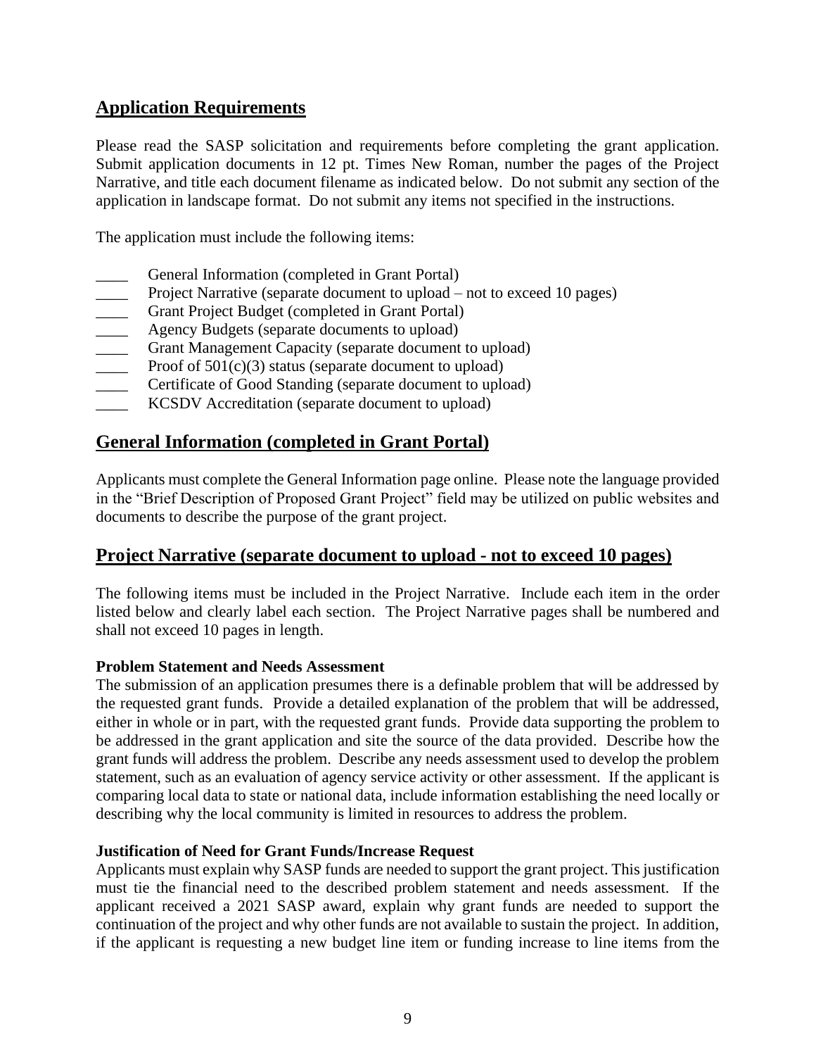## Application Requirements

Please read the SASP solicitation and requirements before completing the grant application. Submit application documents in 12 pt. Times New Roman, number the pages of the Project Narrative, and title each document filename as indicated below. Do not submit any section of the application in landscape format. Do not submit any items not specified in the instructions.

The application must include the following items:

- ____ General Information (completed in Grant Portal)
- ____ Project Narrative (separate document to upload – not to exceed 10 pages)
- ____ Grant Project Budget (completed in Grant Portal)
- ____ Agency Budgets (separate documents to upload)
- ____ Grant Management Capacity (separate document to upload)
- ____ Proof of 501(c)(3) status (separate document to upload)
- ____ Certificate of Good Standing (separate document to upload)
- ____ KCSDV Accreditation (separate document to upload)

## General Information (completed in Grant Portal)

Applicants must complete the General Information page online. Please note the language provided in the "Brief Description of Proposed Grant Project" field may be utilized on public websites and documents to describe the purpose of the grant project.

## Project Narrative (separate document to upload - not to exceed 10 pages)

The following items must be included in the Project Narrative. Include each item in the order listed below and clearly label each section. The Project Narrative pages shall be numbered and shall not exceed 10 pages in length.

**Problem Statement and Needs Assessment**

The submission of an application presumes there is a definable problem that will be addressed by the requested grant funds. Provide a detailed explanation of the problem that will be addressed, either in whole or in part, with the requested grant funds. Provide data supporting the problem to be addressed in the grant application and site the source of the data provided. Describe how the grant funds will address the problem. Describe any needs assessment used to develop the problem statement, such as an evaluation of agency service activity or other assessment. If the applicant is comparing local data to state or national data, include information establishing the need locally or describing why the local community is limited in resources to address the problem.

**Justification of Need for Grant Funds/Increase Request**

Applicants must explain why SASP funds are needed to support the grant project. This justification must tie the financial need to the described problem statement and needs assessment. If the applicant received a 2021 SASP award, explain why grant funds are needed to support the continuation of the project and why other funds are not available to sustain the project. In addition, if the applicant is requesting a new budget line item or funding increase to line items from the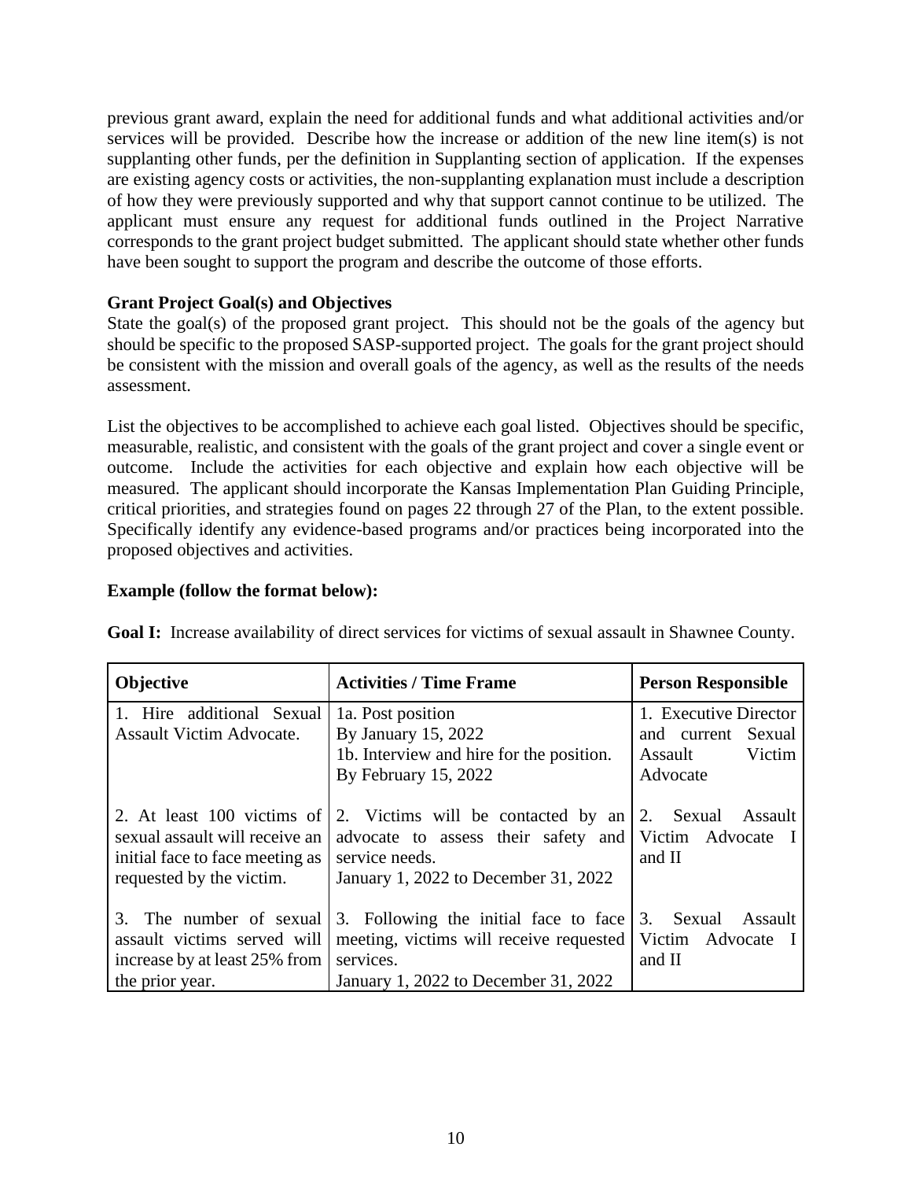previous grant award, explain the need for additional funds and what additional activities and/or services will be provided. Describe how the increase or addition of the new line item(s) is not supplanting other funds, per the definition in Supplanting section of application. If the expenses are existing agency costs or activities, the non-supplanting explanation must include a description of how they were previously supported and why that support cannot continue to be utilized. The applicant must ensure any request for additional funds outlined in the Project Narrative corresponds to the grant project budget submitted. The applicant should state whether other funds have been sought to support the program and describe the outcome of those efforts.

**Grant Project Goal(s) and Objectives**

State the goal(s) of the proposed grant project. This should not be the goals of the agency but should be specific to the proposed SASP-supported project. The goals for the grant project should be consistent with the mission and overall goals of the agency, as well as the results of the needs assessment.

List the objectives to be accomplished to achieve each goal listed. Objectives should be specific, measurable, realistic, and consistent with the goals of the grant project and cover a single event or outcome. Include the activities for each objective and explain how each objective will be measured. The applicant should incorporate the Kansas Implementation Plan Guiding Principle, critical priorities, and strategies found on pages 22 through 27 of the Plan, to the extent possible. Specifically identify any evidence-based programs and/or practices being incorporated into the proposed objectives and activities.

**Example (follow the format below):**

**Goal I:** Increase availability of direct services for victims of sexual assault in Shawnee County.

| Objective | Activities / Time Frame | Person Responsible |
|---|---|---|
| 1. Hire additional Sexual Assault Victim Advocate. | 1a. Post position<br>By January 15, 2022<br>1b. Interview and hire for the position.<br>By February 15, 2022 | 1. Executive Director and current Sexual Assault Victim Advocate |
| 2. At least 100 victims of sexual assault will receive an initial face to face meeting as requested by the victim. | 2. Victims will be contacted by an advocate to assess their safety and service needs.<br>January 1, 2022 to December 31, 2022 | 2. Sexual Assault Victim Advocate I and II |
| 3. The number of sexual assault victims served will increase by at least 25% from the prior year. | 3. Following the initial face to face meeting, victims will receive requested services.<br>January 1, 2022 to December 31, 2022 | 3. Sexual Assault Victim Advocate I and II |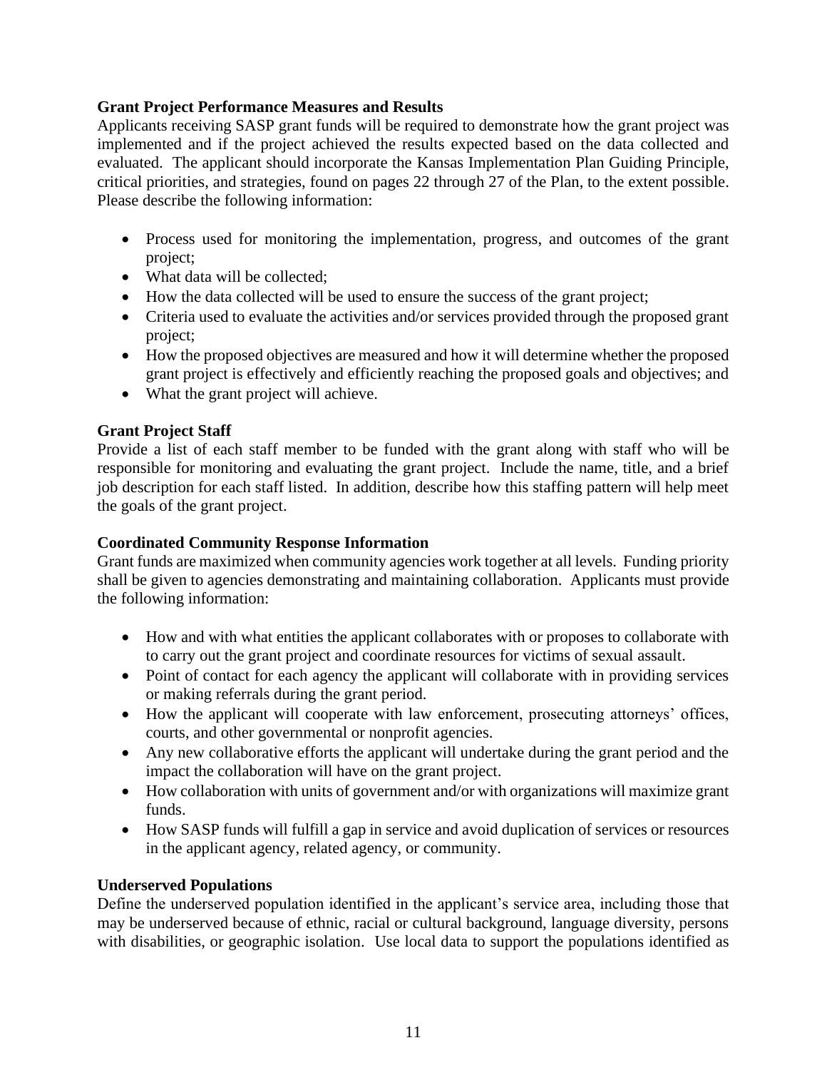**Grant Project Performance Measures and Results**

Applicants receiving SASP grant funds will be required to demonstrate how the grant project was implemented and if the project achieved the results expected based on the data collected and evaluated. The applicant should incorporate the Kansas Implementation Plan Guiding Principle, critical priorities, and strategies, found on pages 22 through 27 of the Plan, to the extent possible. Please describe the following information:

- Process used for monitoring the implementation, progress, and outcomes of the grant project;
- What data will be collected;
- How the data collected will be used to ensure the success of the grant project;
- Criteria used to evaluate the activities and/or services provided through the proposed grant project;
- How the proposed objectives are measured and how it will determine whether the proposed grant project is effectively and efficiently reaching the proposed goals and objectives; and
- What the grant project will achieve.

**Grant Project Staff**

Provide a list of each staff member to be funded with the grant along with staff who will be responsible for monitoring and evaluating the grant project. Include the name, title, and a brief job description for each staff listed. In addition, describe how this staffing pattern will help meet the goals of the grant project.

**Coordinated Community Response Information**

Grant funds are maximized when community agencies work together at all levels. Funding priority shall be given to agencies demonstrating and maintaining collaboration. Applicants must provide the following information:

- How and with what entities the applicant collaborates with or proposes to collaborate with to carry out the grant project and coordinate resources for victims of sexual assault.
- Point of contact for each agency the applicant will collaborate with in providing services or making referrals during the grant period.
- How the applicant will cooperate with law enforcement, prosecuting attorneys' offices, courts, and other governmental or nonprofit agencies.
- Any new collaborative efforts the applicant will undertake during the grant period and the impact the collaboration will have on the grant project.
- How collaboration with units of government and/or with organizations will maximize grant funds.
- How SASP funds will fulfill a gap in service and avoid duplication of services or resources in the applicant agency, related agency, or community.

**Underserved Populations**

Define the underserved population identified in the applicant's service area, including those that may be underserved because of ethnic, racial or cultural background, language diversity, persons with disabilities, or geographic isolation. Use local data to support the populations identified as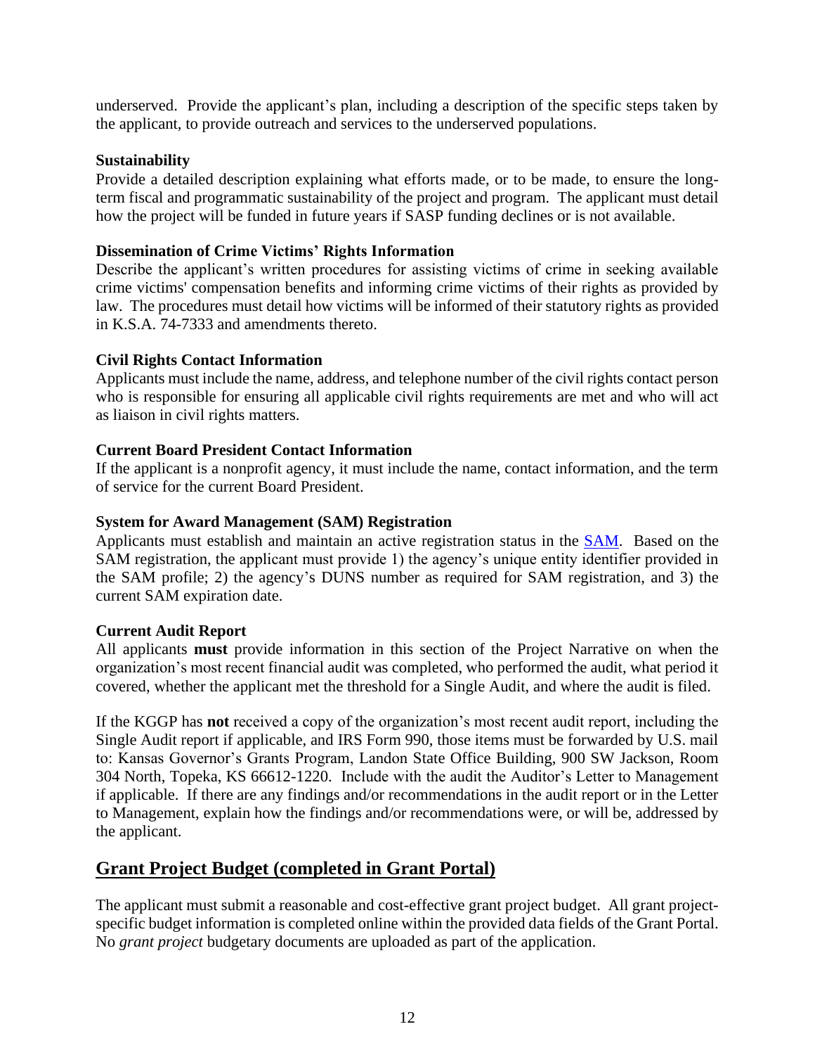underserved. Provide the applicant's plan, including a description of the specific steps taken by the applicant, to provide outreach and services to the underserved populations.

**Sustainability**

Provide a detailed description explaining what efforts made, or to be made, to ensure the long-term fiscal and programmatic sustainability of the project and program. The applicant must detail how the project will be funded in future years if SASP funding declines or is not available.

**Dissemination of Crime Victims' Rights Information**

Describe the applicant's written procedures for assisting victims of crime in seeking available crime victims' compensation benefits and informing crime victims of their rights as provided by law. The procedures must detail how victims will be informed of their statutory rights as provided in K.S.A. 74-7333 and amendments thereto.

**Civil Rights Contact Information**

Applicants must include the name, address, and telephone number of the civil rights contact person who is responsible for ensuring all applicable civil rights requirements are met and who will act as liaison in civil rights matters.

**Current Board President Contact Information**

If the applicant is a nonprofit agency, it must include the name, contact information, and the term of service for the current Board President.

**System for Award Management (SAM) Registration**

Applicants must establish and maintain an active registration status in the SAM. Based on the SAM registration, the applicant must provide 1) the agency's unique entity identifier provided in the SAM profile; 2) the agency's DUNS number as required for SAM registration, and 3) the current SAM expiration date.

**Current Audit Report**

All applicants **must** provide information in this section of the Project Narrative on when the organization's most recent financial audit was completed, who performed the audit, what period it covered, whether the applicant met the threshold for a Single Audit, and where the audit is filed.

If the KGGP has **not** received a copy of the organization's most recent audit report, including the Single Audit report if applicable, and IRS Form 990, those items must be forwarded by U.S. mail to: Kansas Governor's Grants Program, Landon State Office Building, 900 SW Jackson, Room 304 North, Topeka, KS 66612-1220. Include with the audit the Auditor's Letter to Management if applicable. If there are any findings and/or recommendations in the audit report or in the Letter to Management, explain how the findings and/or recommendations were, or will be, addressed by the applicant.

## Grant Project Budget (completed in Grant Portal)

The applicant must submit a reasonable and cost-effective grant project budget. All grant project-specific budget information is completed online within the provided data fields of the Grant Portal. No *grant project* budgetary documents are uploaded as part of the application.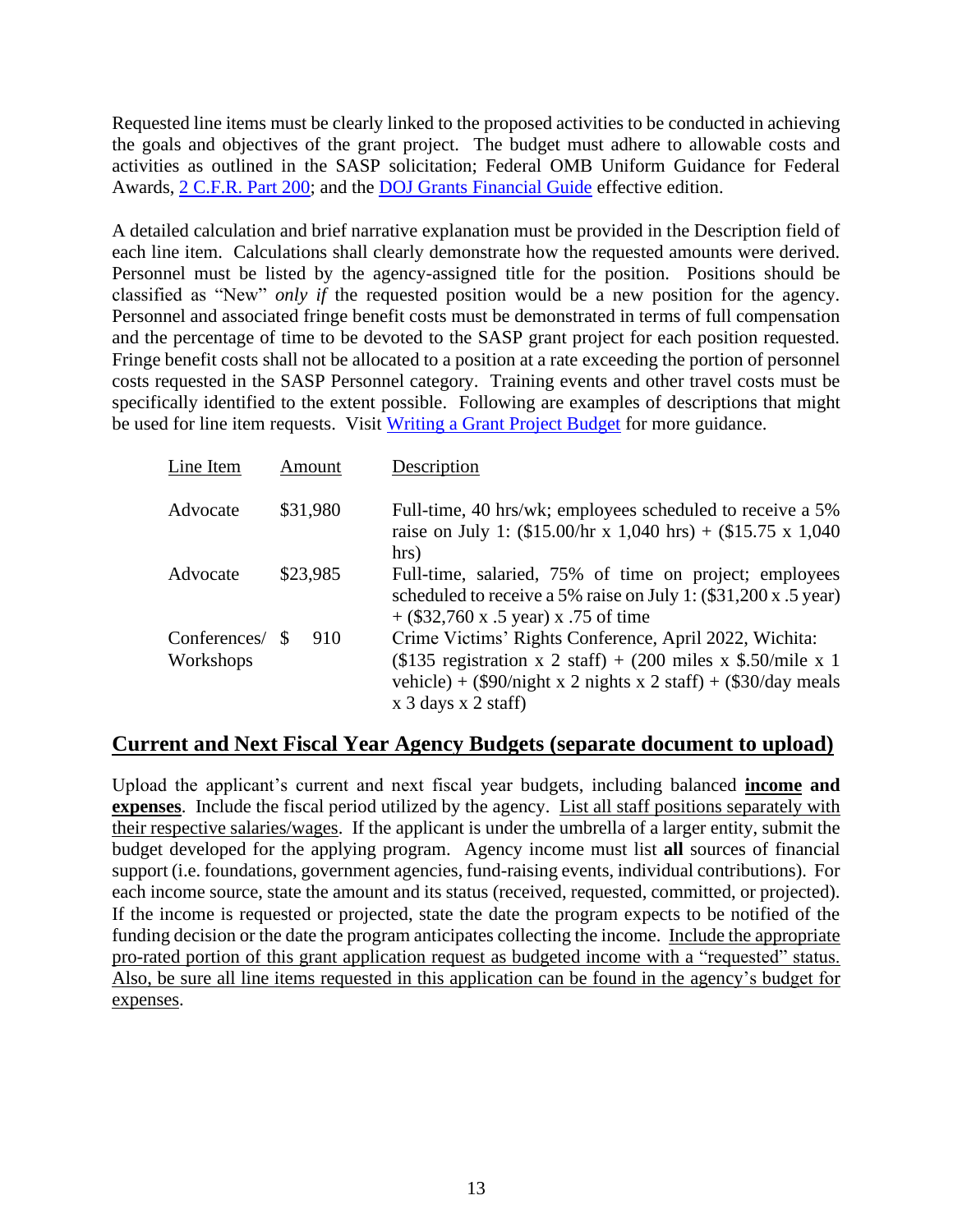Requested line items must be clearly linked to the proposed activities to be conducted in achieving the goals and objectives of the grant project. The budget must adhere to allowable costs and activities as outlined in the SASP solicitation; Federal OMB Uniform Guidance for Federal Awards, [2 C.F.R. Part 200]; and the [DOJ Grants Financial Guide] effective edition.

A detailed calculation and brief narrative explanation must be provided in the Description field of each line item. Calculations shall clearly demonstrate how the requested amounts were derived. Personnel must be listed by the agency-assigned title for the position. Positions should be classified as "New" *only if* the requested position would be a new position for the agency. Personnel and associated fringe benefit costs must be demonstrated in terms of full compensation and the percentage of time to be devoted to the SASP grant project for each position requested. Fringe benefit costs shall not be allocated to a position at a rate exceeding the portion of personnel costs requested in the SASP Personnel category. Training events and other travel costs must be specifically identified to the extent possible. Following are examples of descriptions that might be used for line item requests. Visit [Writing a Grant Project Budget] for more guidance.

| Line Item | Amount | Description |
|---|---|---|
| Advocate | $31,980 | Full-time, 40 hrs/wk; employees scheduled to receive a 5% raise on July 1: ($15.00/hr x 1,040 hrs) + ($15.75 x 1,040 hrs) |
| Advocate | $23,985 | Full-time, salaried, 75% of time on project; employees scheduled to receive a 5% raise on July 1: ($31,200 x .5 year) + ($32,760 x .5 year) x .75 of time |
| Conferences/ Workshops | $ 910 | Crime Victims' Rights Conference, April 2022, Wichita: ($135 registration x 2 staff) + (200 miles x $.50/mile x 1 vehicle) + ($90/night x 2 nights x 2 staff) + ($30/day meals x 3 days x 2 staff) |

## Current and Next Fiscal Year Agency Budgets (separate document to upload)

Upload the applicant's current and next fiscal year budgets, including balanced **income and expenses**. Include the fiscal period utilized by the agency. List all staff positions separately with their respective salaries/wages. If the applicant is under the umbrella of a larger entity, submit the budget developed for the applying program. Agency income must list **all** sources of financial support (i.e. foundations, government agencies, fund-raising events, individual contributions). For each income source, state the amount and its status (received, requested, committed, or projected). If the income is requested or projected, state the date the program expects to be notified of the funding decision or the date the program anticipates collecting the income. Include the appropriate pro-rated portion of this grant application request as budgeted income with a "requested" status. Also, be sure all line items requested in this application can be found in the agency's budget for expenses.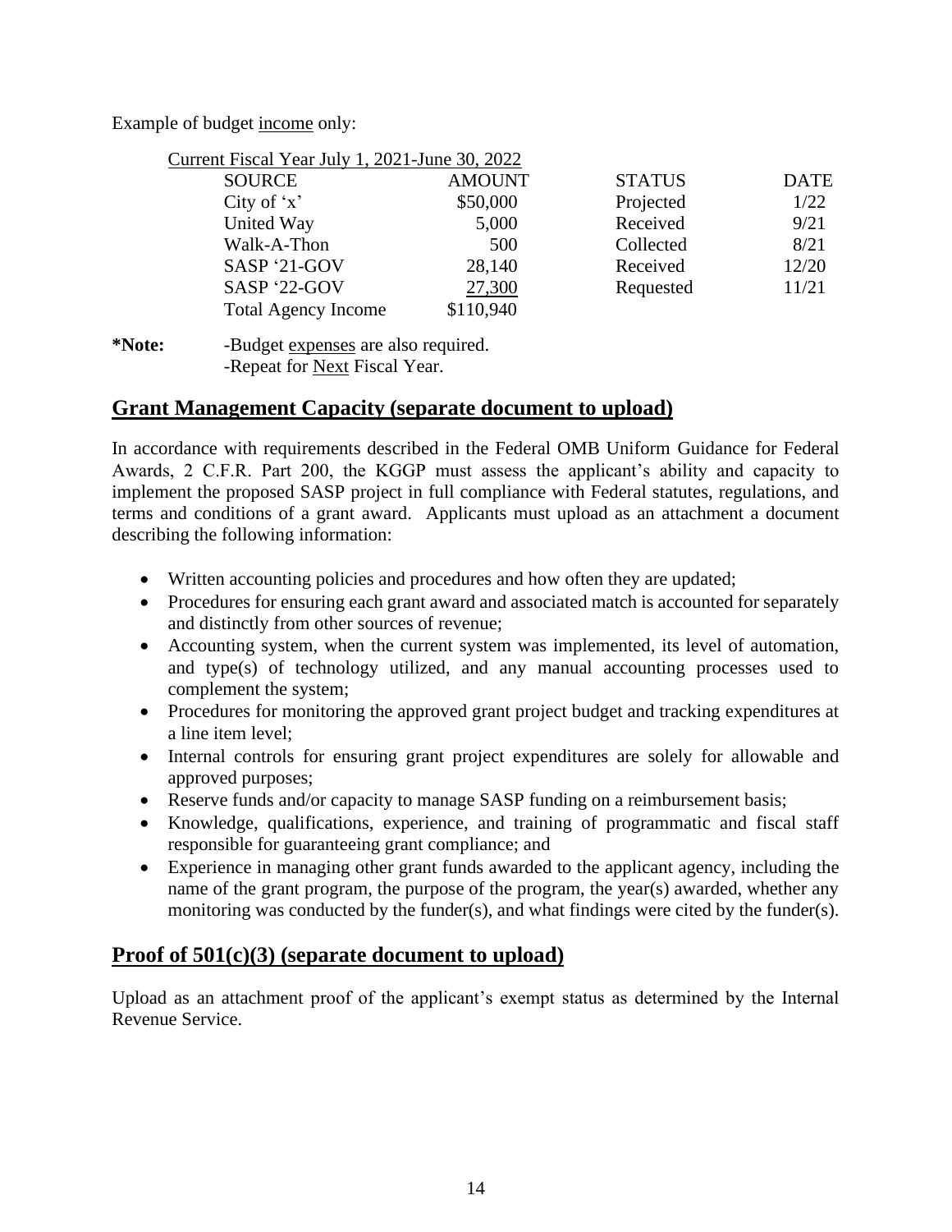Example of budget <u>income</u> only:

<u>Current Fiscal Year July 1, 2021-June 30, 2022</u>

| SOURCE | AMOUNT | STATUS | DATE |
|---|---|---|---|
| City of 'x' | $50,000 | Projected | 1/22 |
| United Way | 5,000 | Received | 9/21 |
| Walk-A-Thon | 500 | Collected | 8/21 |
| SASP '21-GOV | 28,140 | Received | 12/20 |
| SASP '22-GOV | 27,300 | Requested | 11/21 |
| Total Agency Income | $110,940 | | |

**\*Note:** -Budget <u>expenses</u> are also required.
-Repeat for <u>Next</u> Fiscal Year.

## Grant Management Capacity (separate document to upload)

In accordance with requirements described in the Federal OMB Uniform Guidance for Federal Awards, 2 C.F.R. Part 200, the KGGP must assess the applicant's ability and capacity to implement the proposed SASP project in full compliance with Federal statutes, regulations, and terms and conditions of a grant award. Applicants must upload as an attachment a document describing the following information:

- Written accounting policies and procedures and how often they are updated;
- Procedures for ensuring each grant award and associated match is accounted for separately and distinctly from other sources of revenue;
- Accounting system, when the current system was implemented, its level of automation, and type(s) of technology utilized, and any manual accounting processes used to complement the system;
- Procedures for monitoring the approved grant project budget and tracking expenditures at a line item level;
- Internal controls for ensuring grant project expenditures are solely for allowable and approved purposes;
- Reserve funds and/or capacity to manage SASP funding on a reimbursement basis;
- Knowledge, qualifications, experience, and training of programmatic and fiscal staff responsible for guaranteeing grant compliance; and
- Experience in managing other grant funds awarded to the applicant agency, including the name of the grant program, the purpose of the program, the year(s) awarded, whether any monitoring was conducted by the funder(s), and what findings were cited by the funder(s).

## Proof of 501(c)(3) (separate document to upload)

Upload as an attachment proof of the applicant's exempt status as determined by the Internal Revenue Service.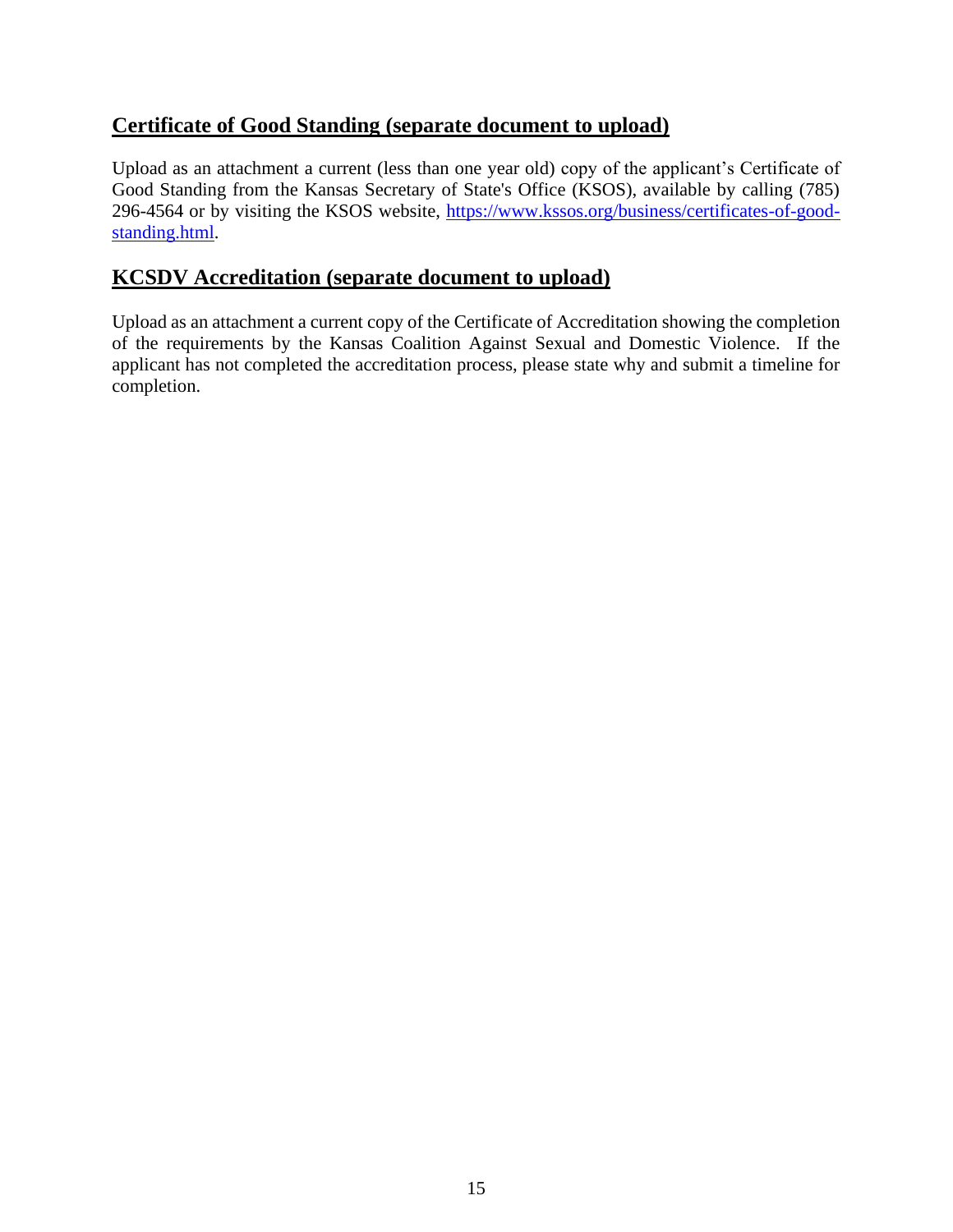## **Certificate of Good Standing (separate document to upload)**

Upload as an attachment a current (less than one year old) copy of the applicant's Certificate of Good Standing from the Kansas Secretary of State's Office (KSOS), available by calling (785) 296-4564 or by visiting the KSOS website, [https://www.kssos.org/business/certificates-of-good-standing.html](https://www.kssos.org/business/certificates-of-good-standing.html).

## **KCSDV Accreditation (separate document to upload)**

Upload as an attachment a current copy of the Certificate of Accreditation showing the completion of the requirements by the Kansas Coalition Against Sexual and Domestic Violence. If the applicant has not completed the accreditation process, please state why and submit a timeline for completion.